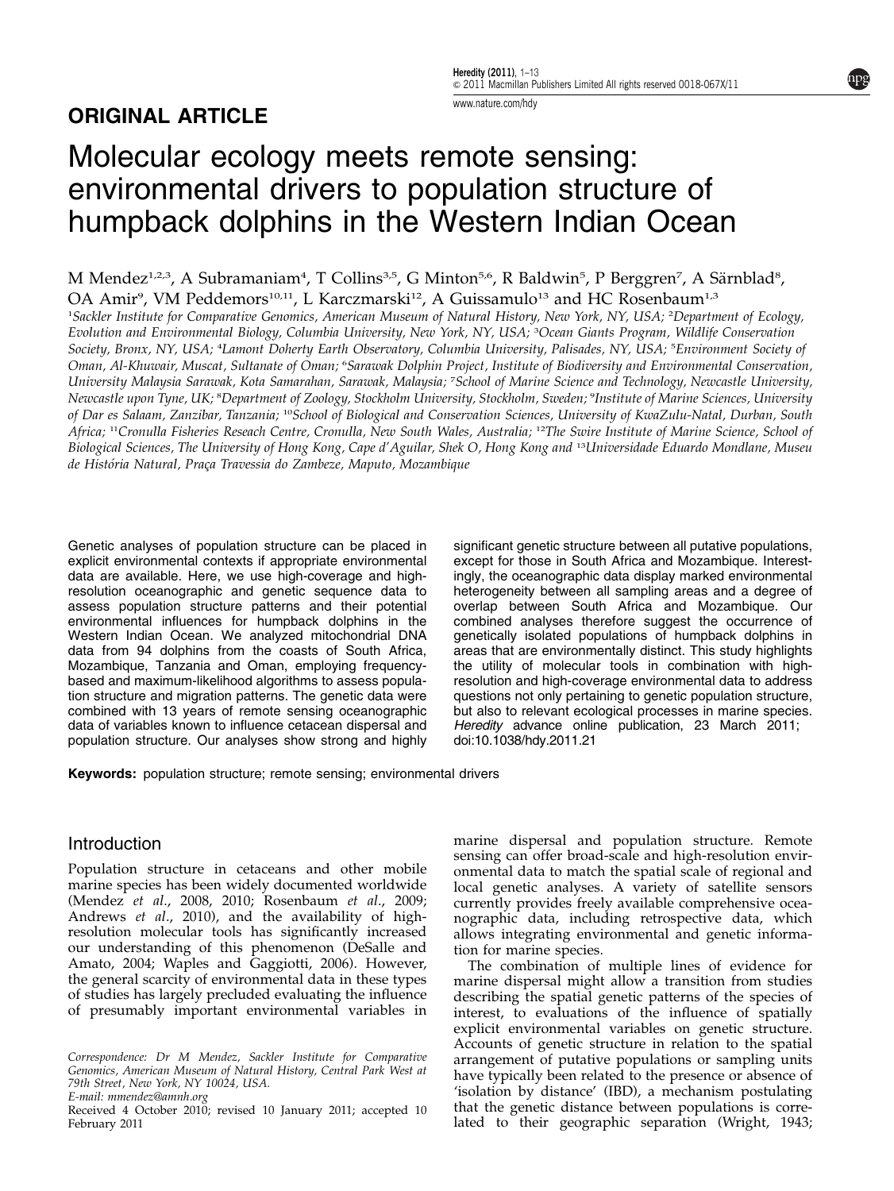ORIGINAL ARTICLE

# Molecular ecology meets remote sensing: environmental drivers to population structure of humpback dolphins in the Western Indian Ocean

M Mendez[1,2,3], A Subramaniam[4], T Collins[3,5], G Minton[5,6], R Baldwin[5], P Berggren[7], A Särnblad[8], OA Amir[9], VM Peddemors[10,11], L Karczmarski[12], A Guissamulo[13] and HC Rosenbaum[1,3]

[1]Sackler Institute for Comparative Genomics, American Museum of Natural History, New York, NY, USA; [2]Department of Ecology, Evolution and Environmental Biology, Columbia University, New York, NY, USA; [3]Ocean Giants Program, Wildlife Conservation Society, Bronx, NY, USA; [4]Lamont Doherty Earth Observatory, Columbia University, Palisades, NY, USA; [5]Environment Society of Oman, Al-Khuwair, Muscat, Sultanate of Oman; [6]Sarawak Dolphin Project, Institute of Biodiversity and Environmental Conservation, University Malaysia Sarawak, Kota Samarahan, Sarawak, Malaysia; [7]School of Marine Science and Technology, Newcastle University, Newcastle upon Tyne, UK; [8]Department of Zoology, Stockholm University, Stockholm, Sweden; [9]Institute of Marine Sciences, University of Dar es Salaam, Zanzibar, Tanzania; [10]School of Biological and Conservation Sciences, University of KwaZulu-Natal, Durban, South Africa; [11]Cronulla Fisheries Reseach Centre, Cronulla, New South Wales, Australia; [12]The Swire Institute of Marine Science, School of Biological Sciences, The University of Hong Kong, Cape d'Aguilar, Shek O, Hong Kong and [13]Universidade Eduardo Mondlane, Museu de História Natural, Praça Travessia do Zambeze, Maputo, Mozambique

Genetic analyses of population structure can be placed in explicit environmental contexts if appropriate environmental data are available. Here, we use high-coverage and high-resolution oceanographic and genetic sequence data to assess population structure patterns and their potential environmental influences for humpback dolphins in the Western Indian Ocean. We analyzed mitochondrial DNA data from 94 dolphins from the coasts of South Africa, Mozambique, Tanzania and Oman, employing frequency-based and maximum-likelihood algorithms to assess population structure and migration patterns. The genetic data were combined with 13 years of remote sensing oceanographic data of variables known to influence cetacean dispersal and population structure. Our analyses show strong and highly significant genetic structure between all putative populations, except for those in South Africa and Mozambique. Interestingly, the oceanographic data display marked environmental heterogeneity between all sampling areas and a degree of overlap between South Africa and Mozambique. Our combined analyses therefore suggest the occurrence of genetically isolated populations of humpback dolphins in areas that are environmentally distinct. This study highlights the utility of molecular tools in combination with high-resolution and high-coverage environmental data to address questions not only pertaining to genetic population structure, but also to relevant ecological processes in marine species.
*Heredity* advance online publication, 23 March 2011; doi:10.1038/hdy.2011.21

**Keywords:** population structure; remote sensing; environmental drivers

## Introduction

Population structure in cetaceans and other mobile marine species has been widely documented worldwide (Mendez *et al*., 2008, 2010; Rosenbaum *et al*., 2009; Andrews *et al*., 2010), and the availability of high-resolution molecular tools has significantly increased our understanding of this phenomenon (DeSalle and Amato, 2004; Waples and Gaggiotti, 2006). However, the general scarcity of environmental data in these types of studies has largely precluded evaluating the influence of presumably important environmental variables in marine dispersal and population structure. Remote sensing can offer broad-scale and high-resolution environmental data to match the spatial scale of regional and local genetic analyses. A variety of satellite sensors currently provides freely available comprehensive oceanographic data, including retrospective data, which allows integrating environmental and genetic information for marine species.

The combination of multiple lines of evidence for marine dispersal might allow a transition from studies describing the spatial genetic patterns of the species of interest, to evaluations of the influence of spatially explicit environmental variables on genetic structure. Accounts of genetic structure in relation to the spatial arrangement of putative populations or sampling units have typically been related to the presence or absence of 'isolation by distance' (IBD), a mechanism postulating that the genetic distance between populations is correlated to their geographic separation (Wright, 1943;

Correspondence: Dr M Mendez, Sackler Institute for Comparative Genomics, American Museum of Natural History, Central Park West at 79th Street, New York, NY 10024, USA.
E-mail: mmendez@amnh.org

Received 4 October 2010; revised 10 January 2011; accepted 10 February 2011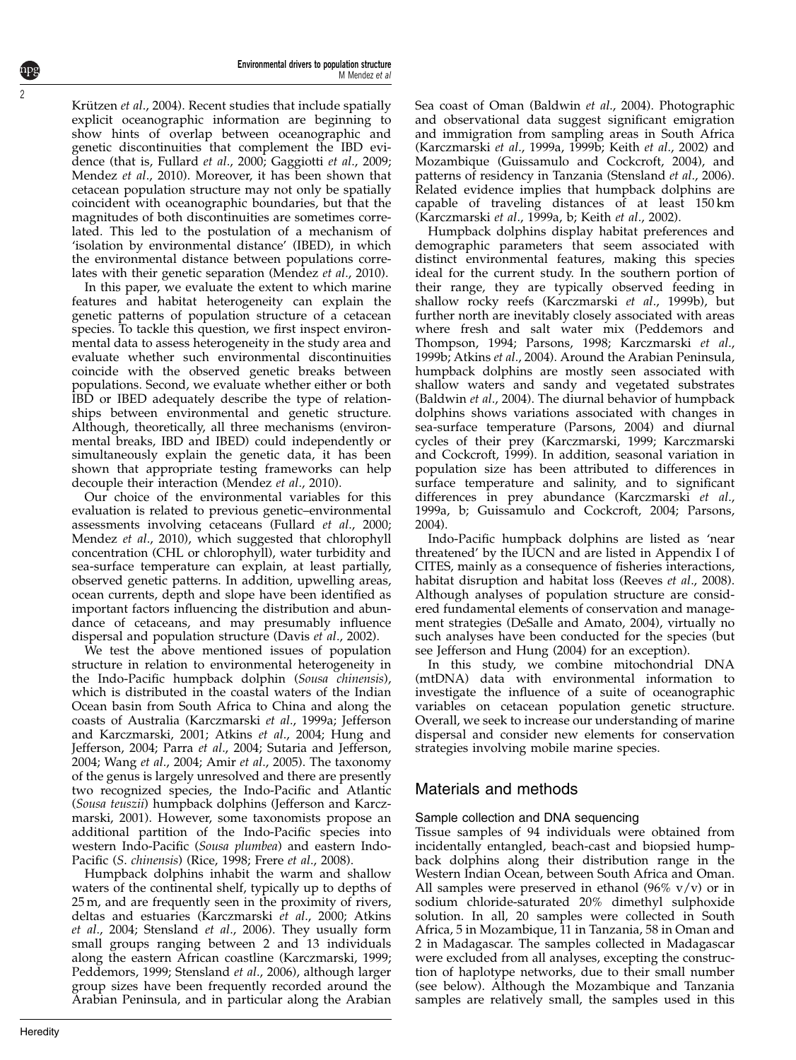Krützen *et al*., 2004). Recent studies that include spatially explicit oceanographic information are beginning to show hints of overlap between oceanographic and genetic discontinuities that complement the IBD evidence (that is, Fullard *et al*., 2000; Gaggiotti *et al*., 2009; Mendez *et al*., 2010). Moreover, it has been shown that cetacean population structure may not only be spatially coincident with oceanographic boundaries, but that the magnitudes of both discontinuities are sometimes correlated. This led to the postulation of a mechanism of 'isolation by environmental distance' (IBED), in which the environmental distance between populations correlates with their genetic separation (Mendez *et al*., 2010).

In this paper, we evaluate the extent to which marine features and habitat heterogeneity can explain the genetic patterns of population structure of a cetacean species. To tackle this question, we first inspect environmental data to assess heterogeneity in the study area and evaluate whether such environmental discontinuities coincide with the observed genetic breaks between populations. Second, we evaluate whether either or both IBD or IBED adequately describe the type of relationships between environmental and genetic structure. Although, theoretically, all three mechanisms (environmental breaks, IBD and IBED) could independently or simultaneously explain the genetic data, it has been shown that appropriate testing frameworks can help decouple their interaction (Mendez *et al*., 2010).

Our choice of the environmental variables for this evaluation is related to previous genetic–environmental assessments involving cetaceans (Fullard *et al*., 2000; Mendez *et al*., 2010), which suggested that chlorophyll concentration (CHL or chlorophyll), water turbidity and sea-surface temperature can explain, at least partially, observed genetic patterns. In addition, upwelling areas, ocean currents, depth and slope have been identified as important factors influencing the distribution and abundance of cetaceans, and may presumably influence dispersal and population structure (Davis *et al*., 2002).

We test the above mentioned issues of population structure in relation to environmental heterogeneity in the Indo-Pacific humpback dolphin (*Sousa chinensis*), which is distributed in the coastal waters of the Indian Ocean basin from South Africa to China and along the coasts of Australia (Karczmarski *et al*., 1999a; Jefferson and Karczmarski, 2001; Atkins *et al*., 2004; Hung and Jefferson, 2004; Parra *et al*., 2004; Sutaria and Jefferson, 2004; Wang *et al*., 2004; Amir *et al*., 2005). The taxonomy of the genus is largely unresolved and there are presently two recognized species, the Indo-Pacific and Atlantic (*Sousa teuszii*) humpback dolphins (Jefferson and Karczmarski, 2001). However, some taxonomists propose an additional partition of the Indo-Pacific species into western Indo-Pacific (*Sousa plumbea*) and eastern Indo-Pacific (*S. chinensis*) (Rice, 1998; Frere *et al*., 2008).

Humpback dolphins inhabit the warm and shallow waters of the continental shelf, typically up to depths of 25 m, and are frequently seen in the proximity of rivers, deltas and estuaries (Karczmarski *et al*., 2000; Atkins *et al*., 2004; Stensland *et al*., 2006). They usually form small groups ranging between 2 and 13 individuals along the eastern African coastline (Karczmarski, 1999; Peddemors, 1999; Stensland *et al*., 2006), although larger group sizes have been frequently recorded around the Arabian Peninsula, and in particular along the Arabian Sea coast of Oman (Baldwin *et al*., 2004). Photographic and observational data suggest significant emigration and immigration from sampling areas in South Africa (Karczmarski *et al*., 1999a, 1999b; Keith *et al*., 2002) and Mozambique (Guissamulo and Cockcroft, 2004), and patterns of residency in Tanzania (Stensland *et al*., 2006). Related evidence implies that humpback dolphins are capable of traveling distances of at least 150 km (Karczmarski *et al*., 1999a, b; Keith *et al*., 2002).

Humpback dolphins display habitat preferences and demographic parameters that seem associated with distinct environmental features, making this species ideal for the current study. In the southern portion of their range, they are typically observed feeding in shallow rocky reefs (Karczmarski *et al*., 1999b), but further north are inevitably closely associated with areas where fresh and salt water mix (Peddemors and Thompson, 1994; Parsons, 1998; Karczmarski *et al*., 1999b; Atkins *et al*., 2004). Around the Arabian Peninsula, humpback dolphins are mostly seen associated with shallow waters and sandy and vegetated substrates (Baldwin *et al*., 2004). The diurnal behavior of humpback dolphins shows variations associated with changes in sea-surface temperature (Parsons, 2004) and diurnal cycles of their prey (Karczmarski, 1999; Karczmarski and Cockcroft, 1999). In addition, seasonal variation in population size has been attributed to differences in surface temperature and salinity, and to significant differences in prey abundance (Karczmarski *et al*., 1999a, b; Guissamulo and Cockcroft, 2004; Parsons, 2004).

Indo-Pacific humpback dolphins are listed as 'near threatened' by the IUCN and are listed in Appendix I of CITES, mainly as a consequence of fisheries interactions, habitat disruption and habitat loss (Reeves *et al*., 2008). Although analyses of population structure are considered fundamental elements of conservation and management strategies (DeSalle and Amato, 2004), virtually no such analyses have been conducted for the species (but see Jefferson and Hung (2004) for an exception).

In this study, we combine mitochondrial DNA (mtDNA) data with environmental information to investigate the influence of a suite of oceanographic variables on cetacean population genetic structure. Overall, we seek to increase our understanding of marine dispersal and consider new elements for conservation strategies involving mobile marine species.

## Materials and methods

### Sample collection and DNA sequencing

Tissue samples of 94 individuals were obtained from incidentally entangled, beach-cast and biopsied humpback dolphins along their distribution range in the Western Indian Ocean, between South Africa and Oman. All samples were preserved in ethanol (96% v/v) or in sodium chloride-saturated 20% dimethyl sulphoxide solution. In all, 20 samples were collected in South Africa, 5 in Mozambique, 11 in Tanzania, 58 in Oman and 2 in Madagascar. The samples collected in Madagascar were excluded from all analyses, excepting the construction of haplotype networks, due to their small number (see below). Although the Mozambique and Tanzania samples are relatively small, the samples used in this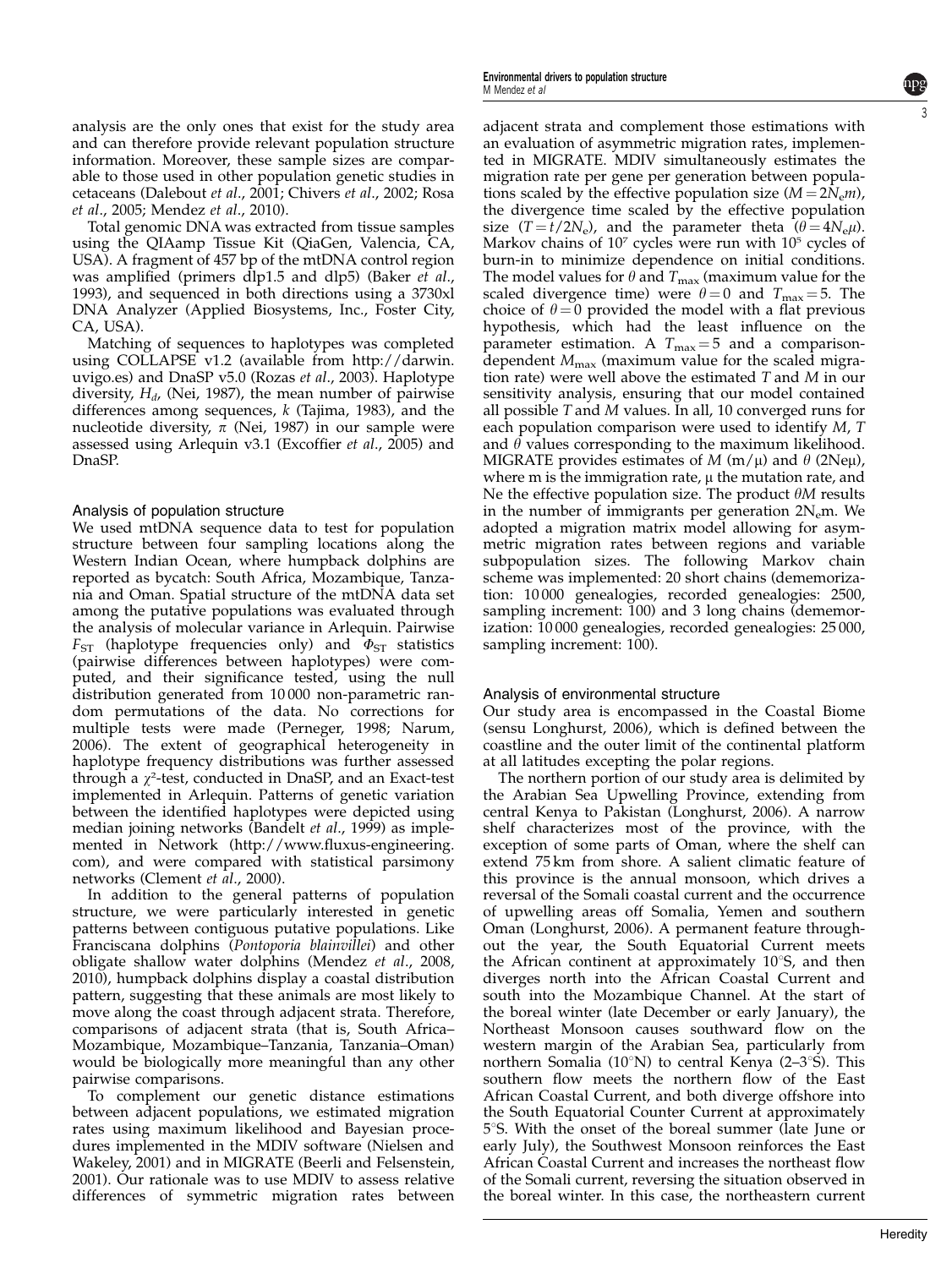analysis are the only ones that exist for the study area and can therefore provide relevant population structure information. Moreover, these sample sizes are comparable to those used in other population genetic studies in cetaceans (Dalebout *et al*., 2001; Chivers *et al*., 2002; Rosa *et al*., 2005; Mendez *et al*., 2010).

Total genomic DNA was extracted from tissue samples using the QIAamp Tissue Kit (QiaGen, Valencia, CA, USA). A fragment of 457 bp of the mtDNA control region was amplified (primers dlp1.5 and dlp5) (Baker *et al*., 1993), and sequenced in both directions using a 3730xl DNA Analyzer (Applied Biosystems, Inc., Foster City, CA, USA).

Matching of sequences to haplotypes was completed using COLLAPSE v1.2 (available from http://darwin.uvigo.es) and DnaSP v5.0 (Rozas *et al*., 2003). Haplotype diversity, $H_d$, (Nei, 1987), the mean number of pairwise differences among sequences, $k$ (Tajima, 1983), and the nucleotide diversity, $\pi$ (Nei, 1987) in our sample were assessed using Arlequin v3.1 (Excoffier *et al*., 2005) and DnaSP.

### Analysis of population structure

We used mtDNA sequence data to test for population structure between four sampling locations along the Western Indian Ocean, where humpback dolphins are reported as bycatch: South Africa, Mozambique, Tanzania and Oman. Spatial structure of the mtDNA data set among the putative populations was evaluated through the analysis of molecular variance in Arlequin. Pairwise $F_{ST}$ (haplotype frequencies only) and $\Phi_{ST}$ statistics (pairwise differences between haplotypes) were computed, and their significance tested, using the null distribution generated from 10 000 non-parametric random permutations of the data. No corrections for multiple tests were made (Perneger, 1998; Narum, 2006). The extent of geographical heterogeneity in haplotype frequency distributions was further assessed through a $\chi^2$-test, conducted in DnaSP, and an Exact-test implemented in Arlequin. Patterns of genetic variation between the identified haplotypes were depicted using median joining networks (Bandelt *et al*., 1999) as implemented in Network (http://www.fluxus-engineering.com), and were compared with statistical parsimony networks (Clement *et al*., 2000).

In addition to the general patterns of population structure, we were particularly interested in genetic patterns between contiguous putative populations. Like Franciscana dolphins (*Pontoporia blainvillei*) and other obligate shallow water dolphins (Mendez *et al*., 2008, 2010), humpback dolphins display a coastal distribution pattern, suggesting that these animals are most likely to move along the coast through adjacent strata. Therefore, comparisons of adjacent strata (that is, South Africa–Mozambique, Mozambique–Tanzania, Tanzania–Oman) would be biologically more meaningful than any other pairwise comparisons.

To complement our genetic distance estimations between adjacent populations, we estimated migration rates using maximum likelihood and Bayesian procedures implemented in the MDIV software (Nielsen and Wakeley, 2001) and in MIGRATE (Beerli and Felsenstein, 2001). Our rationale was to use MDIV to assess relative differences of symmetric migration rates between adjacent strata and complement those estimations with an evaluation of asymmetric migration rates, implemented in MIGRATE. MDIV simultaneously estimates the migration rate per gene per generation between populations scaled by the effective population size ($M = 2N_e m$), the divergence time scaled by the effective population size ($T = t/2N_e$), and the parameter theta ($\theta = 4N_e\mu$). Markov chains of $10^7$ cycles were run with $10^5$ cycles of burn-in to minimize dependence on initial conditions. The model values for $\theta$ and $T_{max}$ (maximum value for the scaled divergence time) were $\theta = 0$ and $T_{max} = 5$. The choice of $\theta = 0$ provided the model with a flat previous hypothesis, which had the least influence on the parameter estimation. A $T_{max} = 5$ and a comparison-dependent $M_{max}$ (maximum value for the scaled migration rate) were well above the estimated $T$ and $M$ in our sensitivity analysis, ensuring that our model contained all possible $T$ and $M$ values. In all, 10 converged runs for each population comparison were used to identify $M$, $T$ and $\theta$ values corresponding to the maximum likelihood. MIGRATE provides estimates of $M$ (m/μ) and $\theta$ (2Neμ), where m is the immigration rate, μ the mutation rate, and Ne the effective population size. The product $\theta M$ results in the number of immigrants per generation $2N_e m$. We adopted a migration matrix model allowing for asymmetric migration rates between regions and variable subpopulation sizes. The following Markov chain scheme was implemented: 20 short chains (dememorization: 10 000 genealogies, recorded genealogies: 2500, sampling increment: 100) and 3 long chains (dememorization: 10 000 genealogies, recorded genealogies: 25 000, sampling increment: 100).

### Analysis of environmental structure

Our study area is encompassed in the Coastal Biome (sensu Longhurst, 2006), which is defined between the coastline and the outer limit of the continental platform at all latitudes excepting the polar regions.

The northern portion of our study area is delimited by the Arabian Sea Upwelling Province, extending from central Kenya to Pakistan (Longhurst, 2006). A narrow shelf characterizes most of the province, with the exception of some parts of Oman, where the shelf can extend 75 km from shore. A salient climatic feature of this province is the annual monsoon, which drives a reversal of the Somali coastal current and the occurrence of upwelling areas off Somalia, Yemen and southern Oman (Longhurst, 2006). A permanent feature throughout the year, the South Equatorial Current meets the African continent at approximately 10°S, and then diverges north into the African Coastal Current and south into the Mozambique Channel. At the start of the boreal winter (late December or early January), the Northeast Monsoon causes southward flow on the western margin of the Arabian Sea, particularly from northern Somalia (10°N) to central Kenya (2–3°S). This southern flow meets the northern flow of the East African Coastal Current, and both diverge offshore into the South Equatorial Counter Current at approximately 5°S. With the onset of the boreal summer (late June or early July), the Southwest Monsoon reinforces the East African Coastal Current and increases the northeast flow of the Somali current, reversing the situation observed in the boreal winter. In this case, the northeastern current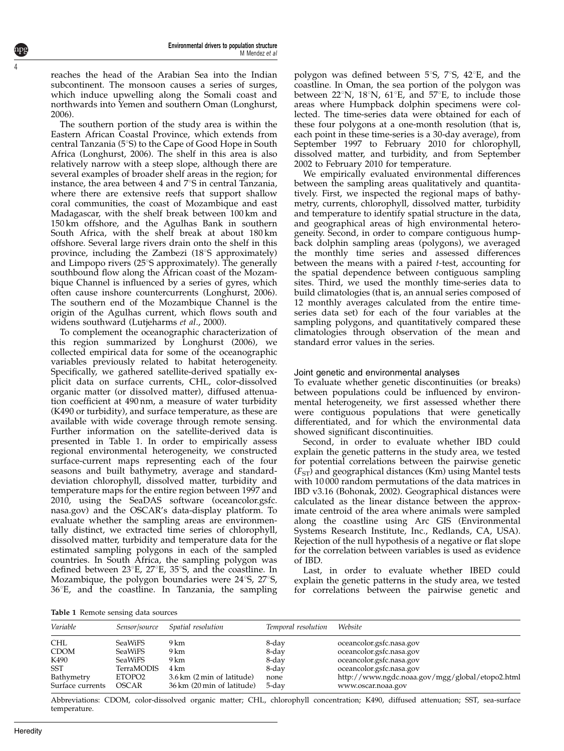reaches the head of the Arabian Sea into the Indian subcontinent. The monsoon causes a series of surges, which induce upwelling along the Somali coast and northwards into Yemen and southern Oman (Longhurst, 2006).

The southern portion of the study area is within the Eastern African Coastal Province, which extends from central Tanzania (5°S) to the Cape of Good Hope in South Africa (Longhurst, 2006). The shelf in this area is also relatively narrow with a steep slope, although there are several examples of broader shelf areas in the region; for instance, the area between 4 and 7°S in central Tanzania, where there are extensive reefs that support shallow coral communities, the coast of Mozambique and east Madagascar, with the shelf break between 100 km and 150 km offshore, and the Agulhas Bank in southern South Africa, with the shelf break at about 180 km offshore. Several large rivers drain onto the shelf in this province, including the Zambezi (18°S approximately) and Limpopo rivers (25°S approximately). The generally southbound flow along the African coast of the Mozambique Channel is influenced by a series of gyres, which often cause inshore countercurrents (Longhurst, 2006). The southern end of the Mozambique Channel is the origin of the Agulhas current, which flows south and widens southward (Lutjeharms *et al*., 2000).

To complement the oceanographic characterization of this region summarized by Longhurst (2006), we collected empirical data for some of the oceanographic variables previously related to habitat heterogeneity. Specifically, we gathered satellite-derived spatially explicit data on surface currents, CHL, color-dissolved organic matter (or dissolved matter), diffused attenuation coefficient at 490 nm, a measure of water turbidity (K490 or turbidity), and surface temperature, as these are available with wide coverage through remote sensing. Further information on the satellite-derived data is presented in Table 1. In order to empirically assess regional environmental heterogeneity, we constructed surface-current maps representing each of the four seasons and built bathymetry, average and standard-deviation chlorophyll, dissolved matter, turbidity and temperature maps for the entire region between 1997 and 2010, using the SeaDAS software (oceancolor.gsfc.nasa.gov) and the OSCAR's data-display platform. To evaluate whether the sampling areas are environmentally distinct, we extracted time series of chlorophyll, dissolved matter, turbidity and temperature data for the estimated sampling polygons in each of the sampled countries. In South Africa, the sampling polygon was defined between 23°E, 27°E, 35°S, and the coastline. In Mozambique, the polygon boundaries were 24°S, 27°S, 36°E, and the coastline. In Tanzania, the sampling polygon was defined between 5°S, 7°S, 42°E, and the coastline. In Oman, the sea portion of the polygon was between 22°N, 18°N, 61°E, and 57°E, to include those areas where Humpback dolphin specimens were collected. The time-series data were obtained for each of these four polygons at a one-month resolution (that is, each point in these time-series is a 30-day average), from September 1997 to February 2010 for chlorophyll, dissolved matter, and turbidity, and from September 2002 to February 2010 for temperature.

We empirically evaluated environmental differences between the sampling areas qualitatively and quantitatively. First, we inspected the regional maps of bathymetry, currents, chlorophyll, dissolved matter, turbidity and temperature to identify spatial structure in the data, and geographical areas of high environmental heterogeneity. Second, in order to compare contiguous humpback dolphin sampling areas (polygons), we averaged the monthly time series and assessed differences between the means with a paired *t*-test, accounting for the spatial dependence between contiguous sampling sites. Third, we used the monthly time-series data to build climatologies (that is, an annual series composed of 12 monthly averages calculated from the entire time-series data set) for each of the four variables at the sampling polygons, and quantitatively compared these climatologies through observation of the mean and standard error values in the series.

### Joint genetic and environmental analyses

To evaluate whether genetic discontinuities (or breaks) between populations could be influenced by environmental heterogeneity, we first assessed whether there were contiguous populations that were genetically differentiated, and for which the environmental data showed significant discontinuities.

Second, in order to evaluate whether IBD could explain the genetic patterns in the study area, we tested for potential correlations between the pairwise genetic ($F_{ST}$) and geographical distances (Km) using Mantel tests with 10 000 random permutations of the data matrices in IBD v3.16 (Bohonak, 2002). Geographical distances were calculated as the linear distance between the approximate centroid of the area where animals were sampled along the coastline using Arc GIS (Environmental Systems Research Institute, Inc., Redlands, CA, USA). Rejection of the null hypothesis of a negative or flat slope for the correlation between variables is used as evidence of IBD.

Last, in order to evaluate whether IBED could explain the genetic patterns in the study area, we tested for correlations between the pairwise genetic and

**Table 1** Remote sensing data sources

| *Variable* | *Sensor/source* | *Spatial resolution* | *Temporal resolution* | *Website* |
|---|---|---|---|---|
| CHL | SeaWiFS | 9 km | 8-day | oceancolor.gsfc.nasa.gov |
| CDOM | SeaWiFS | 9 km | 8-day | oceancolor.gsfc.nasa.gov |
| K490 | SeaWiFS | 9 km | 8-day | oceancolor.gsfc.nasa.gov |
| SST | TerraMODIS | 4 km | 8-day | oceancolor.gsfc.nasa.gov |
| Bathymetry | ETOPO2 | 3.6 km (2 min of latitude) | none | http://www.ngdc.noaa.gov/mgg/global/etopo2.html |
| Surface currents | OSCAR | 36 km (20 min of latitude) | 5-day | www.oscar.noaa.gov |

Abbreviations: CDOM, color-dissolved organic matter; CHL, chlorophyll concentration; K490, diffused attenuation; SST, sea-surface temperature.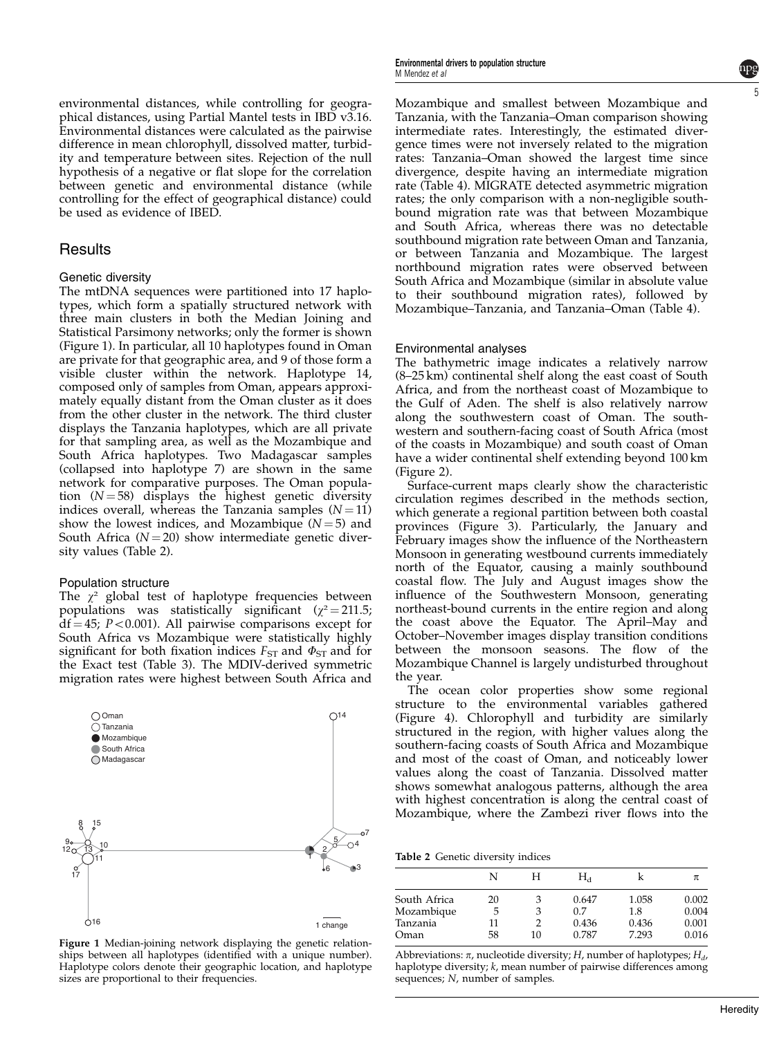environmental distances, while controlling for geographical distances, using Partial Mantel tests in IBD v3.16. Environmental distances were calculated as the pairwise difference in mean chlorophyll, dissolved matter, turbidity and temperature between sites. Rejection of the null hypothesis of a negative or flat slope for the correlation between genetic and environmental distance (while controlling for the effect of geographical distance) could be used as evidence of IBED.

## Results

### Genetic diversity

The mtDNA sequences were partitioned into 17 haplotypes, which form a spatially structured network with three main clusters in both the Median Joining and Statistical Parsimony networks; only the former is shown (Figure 1). In particular, all 10 haplotypes found in Oman are private for that geographic area, and 9 of those form a visible cluster within the network. Haplotype 14, composed only of samples from Oman, appears approximately equally distant from the Oman cluster as it does from the other cluster in the network. The third cluster displays the Tanzania haplotypes, which are all private for that sampling area, as well as the Mozambique and South Africa haplotypes. Two Madagascar samples (collapsed into haplotype 7) are shown in the same network for comparative purposes. The Oman population ($N = 58$) displays the highest genetic diversity indices overall, whereas the Tanzania samples ($N = 11$) show the lowest indices, and Mozambique ($N = 5$) and South Africa ($N = 20$) show intermediate genetic diversity values (Table 2).

### Population structure

The $\chi^2$ global test of haplotype frequencies between populations was statistically significant ($\chi^2 = 211.5$; df = 45; $P < 0.001$). All pairwise comparisons except for South Africa vs Mozambique were statistically highly significant for both fixation indices $F_{ST}$ and $\Phi_{ST}$ and for the Exact test (Table 3). The MDIV-derived symmetric migration rates were highest between South Africa and Mozambique and smallest between Mozambique and Tanzania, with the Tanzania–Oman comparison showing intermediate rates. Interestingly, the estimated divergence times were not inversely related to the migration rates: Tanzania–Oman showed the largest time since divergence, despite having an intermediate migration rate (Table 4). MIGRATE detected asymmetric migration rates; the only comparison with a non-negligible southbound migration rate was that between Mozambique and South Africa, whereas there was no detectable southbound migration rate between Oman and Tanzania, or between Tanzania and Mozambique. The largest northbound migration rates were observed between South Africa and Mozambique (similar in absolute value to their southbound migration rates), followed by Mozambique–Tanzania, and Tanzania–Oman (Table 4).

Figure 1 Median-joining network displaying the genetic relationships between all haplotypes (identified with a unique number). Haplotype colors denote their geographic location, and haplotype sizes are proportional to their frequencies.

### Environmental analyses

The bathymetric image indicates a relatively narrow (8–25 km) continental shelf along the east coast of South Africa, and from the northeast coast of Mozambique to the Gulf of Aden. The shelf is also relatively narrow along the southwestern coast of Oman. The southwestern and southern-facing coast of South Africa (most of the coasts in Mozambique) and south coast of Oman have a wider continental shelf extending beyond 100 km (Figure 2).

Surface-current maps clearly show the characteristic circulation regimes described in the methods section, which generate a regional partition between both coastal provinces (Figure 3). Particularly, the January and February images show the influence of the Northeastern Monsoon in generating westbound currents immediately north of the Equator, causing a mainly southbound coastal flow. The July and August images show the influence of the Southwestern Monsoon, generating northeast-bound currents in the entire region and along the coast above the Equator. The April–May and October–November images display transition conditions between the monsoon seasons. The flow of the Mozambique Channel is largely undisturbed throughout the year.

The ocean color properties show some regional structure to the environmental variables gathered (Figure 4). Chlorophyll and turbidity are similarly structured in the region, with higher values along the southern-facing coasts of South Africa and Mozambique and most of the coast of Oman, and noticeably lower values along the coast of Tanzania. Dissolved matter shows somewhat analogous patterns, although the area with highest concentration is along the central coast of Mozambique, where the Zambezi river flows into the

**Table 2** Genetic diversity indices

| | N | H | $H_d$ | k | $\pi$ |
|---|---|---|---|---|---|
| South Africa | 20 | 3 | 0.647 | 1.058 | 0.002 |
| Mozambique | 5 | 3 | 0.7 | 1.8 | 0.004 |
| Tanzania | 11 | 2 | 0.436 | 0.436 | 0.001 |
| Oman | 58 | 10 | 0.787 | 7.293 | 0.016 |

Abbreviations: $\pi$, nucleotide diversity; $H$, number of haplotypes; $H_d$, haplotype diversity; $k$, mean number of pairwise differences among sequences; $N$, number of samples.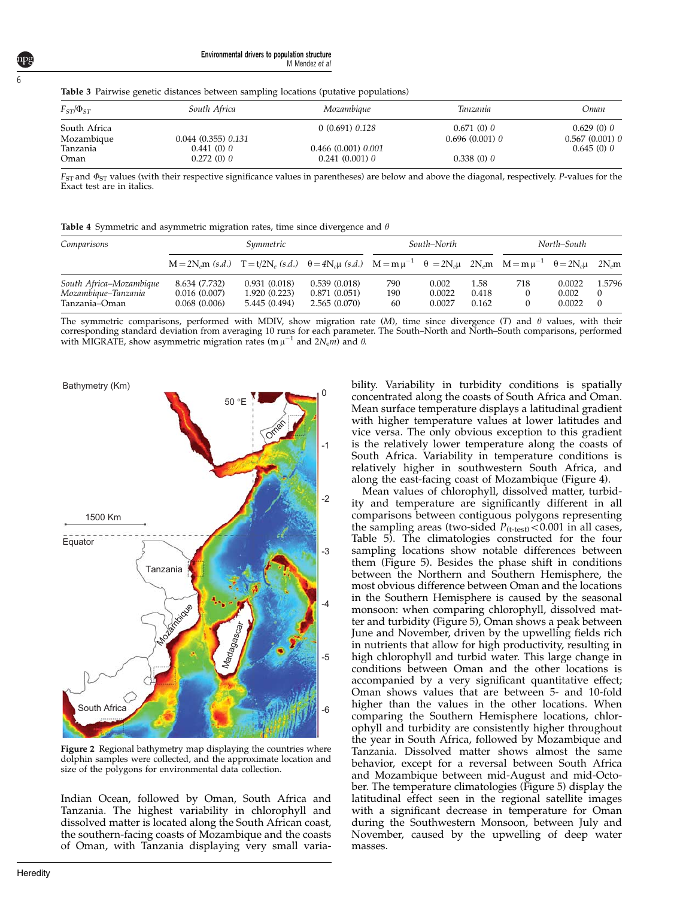**Table 3** Pairwise genetic distances between sampling locations (putative populations)

| $F_{ST}$/$\Phi_{ST}$ | South Africa | Mozambique | Tanzania | Oman |
|---|---|---|---|---|
| South Africa | | 0 (0.691) *0.128* | 0.671 (0) *0* | 0.629 (0) *0* |
| Mozambique | 0.044 (0.355) *0.131* | | 0.696 (0.001) *0* | 0.567 (0.001) *0* |
| Tanzania | 0.441 (0) *0* | 0.466 (0.001) *0.001* | | 0.645 (0) *0* |
| Oman | 0.272 (0) *0* | 0.241 (0.001) *0* | 0.338 (0) *0* | |

$F_{ST}$ and $\Phi_{ST}$ values (with their respective significance values in parentheses) are below and above the diagonal, respectively. *P*-values for the Exact test are in italics.

**Table 4** Symmetric and asymmetric migration rates, time since divergence and $\theta$

| Comparisons | Symmetric | | | South–North | | | North–South | | |
|---|---|---|---|---|---|---|---|---|---|
| | $M=2N_em$ (s.d.) | $T=t/2N_e$ (s.d.) | $\theta=4N_e\mu$ (s.d.) | $M=m\mu^{-1}$ | $\theta=2N_e\mu$ | $2N_em$ | $M=m\mu^{-1}$ | $\theta=2N_e\mu$ | $2N_em$ |
| *South Africa–Mozambique* | 8.634 (7.732) | 0.931 (0.018) | 0.539 (0.018) | 790 | 0.002 | 1.58 | 718 | 0.0022 | 1.5796 |
| *Mozambique–Tanzania* | 0.016 (0.007) | 1.920 (0.223) | 0.871 (0.051) | 190 | 0.0022 | 0.418 | 0 | 0.002 | 0 |
| *Tanzania–Oman* | 0.068 (0.006) | 5.445 (0.494) | 2.565 (0.070) | 60 | 0.0027 | 0.162 | 0 | 0.0022 | 0 |

The symmetric comparisons, performed with MDIV, show migration rate (*M*), time since divergence (*T*) and $\theta$ values, with their corresponding standard deviation from averaging 10 runs for each parameter. The South–North and North–South comparisons, performed with MIGRATE, show asymmetric migration rates ($m\mu^{-1}$ and $2N_em$) and $\theta$.

**Figure 2** Regional bathymetry map displaying the countries where dolphin samples were collected, and the approximate location and size of the polygons for environmental data collection.

Indian Ocean, followed by Oman, South Africa and Tanzania. The highest variability in chlorophyll and dissolved matter is located along the South African coast, the southern-facing coasts of Mozambique and the coasts of Oman, with Tanzania displaying very small variability. Variability in turbidity conditions is spatially concentrated along the coasts of South Africa and Oman. Mean surface temperature displays a latitudinal gradient with higher temperature values at lower latitudes and vice versa. The only obvious exception to this gradient is the relatively lower temperature along the coasts of South Africa. Variability in temperature conditions is relatively higher in southwestern South Africa, and along the east-facing coast of Mozambique (Figure 4).

Mean values of chlorophyll, dissolved matter, turbidity and temperature are significantly different in all comparisons between contiguous polygons representing the sampling areas (two-sided $P_{(\text{t-test})}<0.001$ in all cases, Table 5). The climatologies constructed for the four sampling locations show notable differences between them (Figure 5). Besides the phase shift in conditions between the Northern and Southern Hemisphere, the most obvious difference between Oman and the locations in the Southern Hemisphere is caused by the seasonal monsoon: when comparing chlorophyll, dissolved matter and turbidity (Figure 5), Oman shows a peak between June and November, driven by the upwelling fields rich in nutrients that allow for high productivity, resulting in high chlorophyll and turbid water. This large change in conditions between Oman and the other locations is accompanied by a very significant quantitative effect; Oman shows values that are between 5- and 10-fold higher than the values in the other locations. When comparing the Southern Hemisphere locations, chlorophyll and turbidity are consistently higher throughout the year in South Africa, followed by Mozambique and Tanzania. Dissolved matter shows almost the same behavior, except for a reversal between South Africa and Mozambique between mid-August and mid-October. The temperature climatologies (Figure 5) display the latitudinal effect seen in the regional satellite images with a significant decrease in temperature for Oman during the Southwestern Monsoon, between July and November, caused by the upwelling of deep water masses.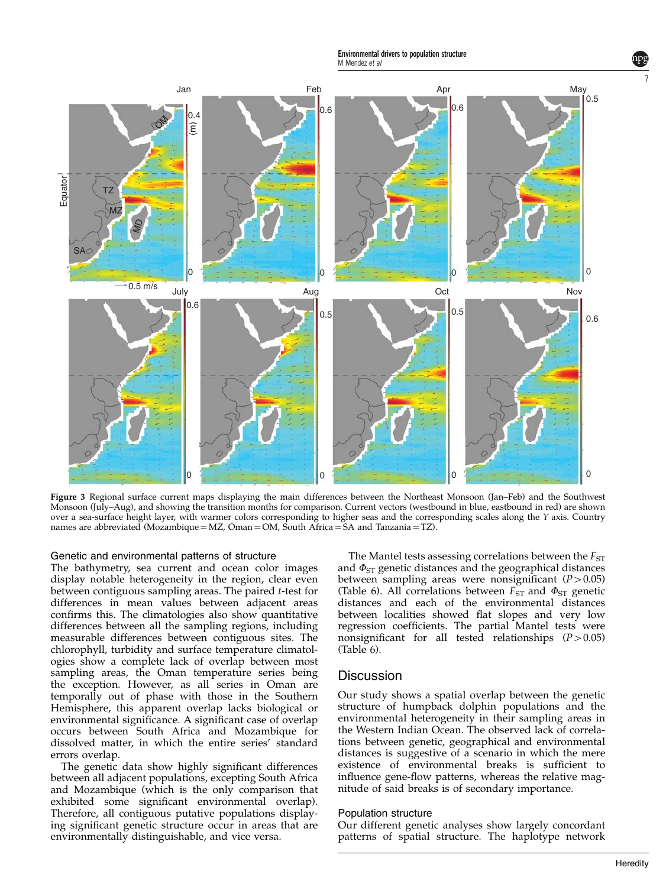Figure 3 Regional surface current maps displaying the main differences between the Northeast Monsoon (Jan–Feb) and the Southwest Monsoon (July–Aug), and showing the transition months for comparison. Current vectors (westbound in blue, eastbound in red) are shown over a sea-surface height layer, with warmer colors corresponding to higher seas and the corresponding scales along the $Y$ axis. Country names are abbreviated (Mozambique = MZ, Oman = OM, South Africa = SA and Tanzania = TZ).

### Genetic and environmental patterns of structure

The bathymetry, sea current and ocean color images display notable heterogeneity in the region, clear even between contiguous sampling areas. The paired $t$-test for differences in mean values between adjacent areas confirms this. The climatologies also show quantitative differences between all the sampling regions, including measurable differences between contiguous sites. The chlorophyll, turbidity and surface temperature climatologies show a complete lack of overlap between most sampling areas, the Oman temperature series being the exception. However, as all series in Oman are temporally out of phase with those in the Southern Hemisphere, this apparent overlap lacks biological or environmental significance. A significant case of overlap occurs between South Africa and Mozambique for dissolved matter, in which the entire series' standard errors overlap.

The genetic data show highly significant differences between all adjacent populations, excepting South Africa and Mozambique (which is the only comparison that exhibited some significant environmental overlap). Therefore, all contiguous putative populations displaying significant genetic structure occur in areas that are environmentally distinguishable, and vice versa.

The Mantel tests assessing correlations between the $F_{ST}$ and $\Phi_{ST}$ genetic distances and the geographical distances between sampling areas were nonsignificant ($P > 0.05$) (Table 6). All correlations between $F_{ST}$ and $\Phi_{ST}$ genetic distances and each of the environmental distances between localities showed flat slopes and very low regression coefficients. The partial Mantel tests were nonsignificant for all tested relationships ($P > 0.05$) (Table 6).

## Discussion

Our study shows a spatial overlap between the genetic structure of humpback dolphin populations and the environmental heterogeneity in their sampling areas in the Western Indian Ocean. The observed lack of correlations between genetic, geographical and environmental distances is suggestive of a scenario in which the mere existence of environmental breaks is sufficient to influence gene-flow patterns, whereas the relative magnitude of said breaks is of secondary importance.

### Population structure

Our different genetic analyses show largely concordant patterns of spatial structure. The haplotype network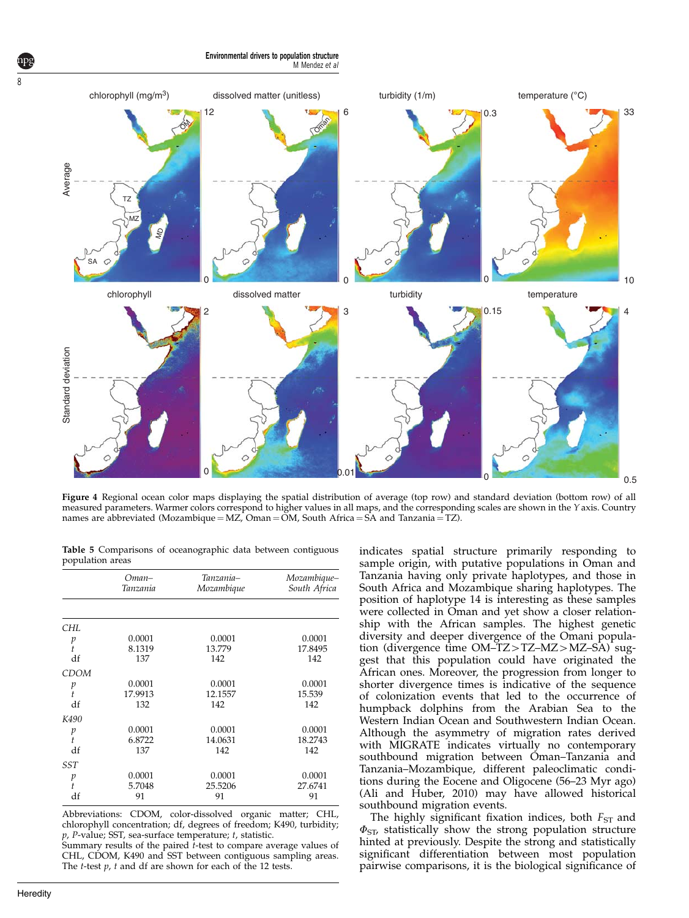**Figure 4** Regional ocean color maps displaying the spatial distribution of average (top row) and standard deviation (bottom row) of all measured parameters. Warmer colors correspond to higher values in all maps, and the corresponding scales are shown in the *Y* axis. Country names are abbreviated (Mozambique = MZ, Oman = OM, South Africa = SA and Tanzania = TZ).

**Table 5** Comparisons of oceanographic data between contiguous population areas

| | *Oman–Tanzania* | *Tanzania–Mozambique* | *Mozambique–South Africa* |
|---|---|---|---|
| *CHL* | | | |
| *p* | 0.0001 | 0.0001 | 0.0001 |
| *t* | 8.1319 | 13.779 | 17.8495 |
| df | 137 | 142 | 142 |
| *CDOM* | | | |
| *p* | 0.0001 | 0.0001 | 0.0001 |
| *t* | 17.9913 | 12.1557 | 15.539 |
| df | 132 | 142 | 142 |
| *K490* | | | |
| *p* | 0.0001 | 0.0001 | 0.0001 |
| *t* | 6.8722 | 14.0631 | 18.2743 |
| df | 137 | 142 | 142 |
| *SST* | | | |
| *p* | 0.0001 | 0.0001 | 0.0001 |
| *t* | 5.7048 | 25.5206 | 27.6741 |
| df | 91 | 91 | 91 |

Abbreviations: CDOM, color-dissolved organic matter; CHL, chlorophyll concentration; df, degrees of freedom; K490, turbidity; *p*, *P*-value; SST, sea-surface temperature; *t*, statistic.
Summary results of the paired *t*-test to compare average values of CHL, CDOM, K490 and SST between contiguous sampling areas. The *t*-test *p*, *t* and df are shown for each of the 12 tests.

indicates spatial structure primarily responding to sample origin, with putative populations in Oman and Tanzania having only private haplotypes, and those in South Africa and Mozambique sharing haplotypes. The position of haplotype 14 is interesting as these samples were collected in Oman and yet show a closer relationship with the African samples. The highest genetic diversity and deeper divergence of the Omani population (divergence time OM–TZ > TZ–MZ > MZ–SA) suggest that this population could have originated the African ones. Moreover, the progression from longer to shorter divergence times is indicative of the sequence of colonization events that led to the occurrence of humpback dolphins from the Arabian Sea to the Western Indian Ocean and Southwestern Indian Ocean. Although the asymmetry of migration rates derived with MIGRATE indicates virtually no contemporary southbound migration between Oman–Tanzania and Tanzania–Mozambique, different paleoclimatic conditions during the Eocene and Oligocene (56–23 Myr ago) (Ali and Huber, 2010) may have allowed historical southbound migration events.

The highly significant fixation indices, both $F_{ST}$ and $\Phi_{ST}$, statistically show the strong population structure hinted at previously. Despite the strong and statistically significant differentiation between most population pairwise comparisons, it is the biological significance of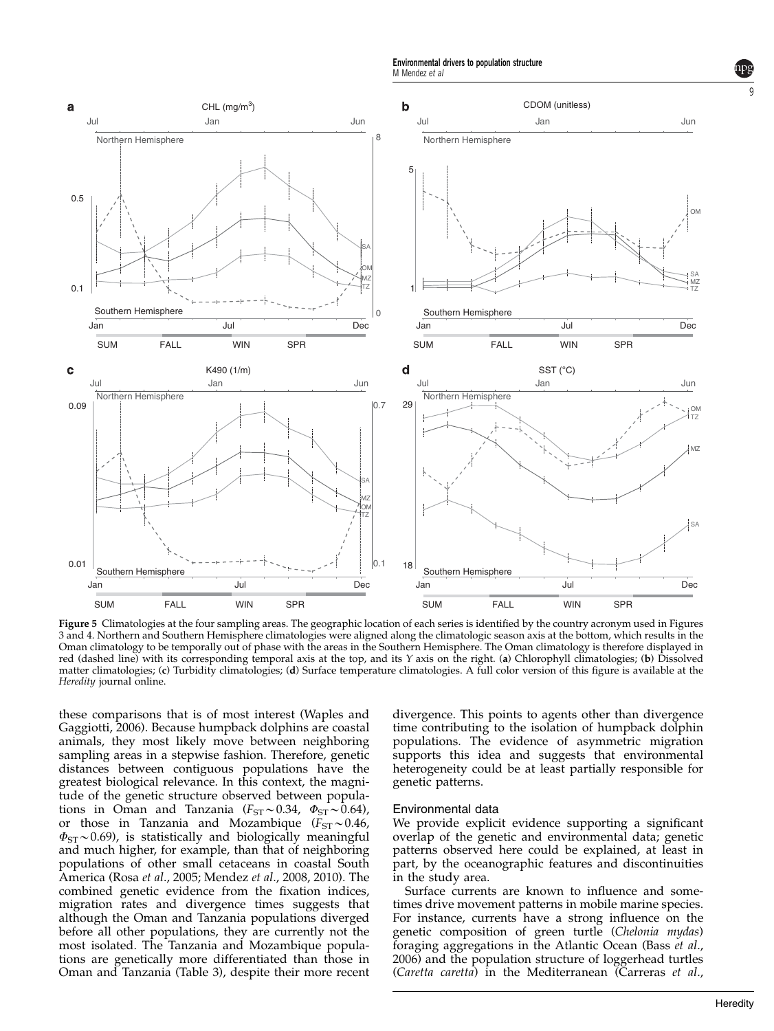**Figure 5** Climatologies at the four sampling areas. The geographic location of each series is identified by the country acronym used in Figures 3 and 4. Northern and Southern Hemisphere climatologies were aligned along the climatologic season axis at the bottom, which results in the Oman climatology to be temporally out of phase with the areas in the Southern Hemisphere. The Oman climatology is therefore displayed in red (dashed line) with its corresponding temporal axis at the top, and its *Y* axis on the right. (**a**) Chlorophyll climatologies; (**b**) Dissolved matter climatologies; (**c**) Turbidity climatologies; (**d**) Surface temperature climatologies. A full color version of this figure is available at the *Heredity* journal online.

these comparisons that is of most interest (Waples and Gaggiotti, 2006). Because humpback dolphins are coastal animals, they most likely move between neighboring sampling areas in a stepwise fashion. Therefore, genetic distances between contiguous populations have the greatest biological relevance. In this context, the magnitude of the genetic structure observed between populations in Oman and Tanzania ($F_{ST} \sim 0.34$, $\Phi_{ST} \sim 0.64$), or those in Tanzania and Mozambique ($F_{ST} \sim 0.46$, $\Phi_{ST} \sim 0.69$), is statistically and biologically meaningful and much higher, for example, than that of neighboring populations of other small cetaceans in coastal South America (Rosa *et al*., 2005; Mendez *et al*., 2008, 2010). The combined genetic evidence from the fixation indices, migration rates and divergence times suggests that although the Oman and Tanzania populations diverged before all other populations, they are currently not the most isolated. The Tanzania and Mozambique populations are genetically more differentiated than those in Oman and Tanzania (Table 3), despite their more recent divergence. This points to agents other than divergence time contributing to the isolation of humpback dolphin populations. The evidence of asymmetric migration supports this idea and suggests that environmental heterogeneity could be at least partially responsible for genetic patterns.

## Environmental data

We provide explicit evidence supporting a significant overlap of the genetic and environmental data; genetic patterns observed here could be explained, at least in part, by the oceanographic features and discontinuities in the study area.

Surface currents are known to influence and sometimes drive movement patterns in mobile marine species. For instance, currents have a strong influence on the genetic composition of green turtle (*Chelonia mydas*) foraging aggregations in the Atlantic Ocean (Bass *et al*., 2006) and the population structure of loggerhead turtles (*Caretta caretta*) in the Mediterranean (Carreras *et al*.,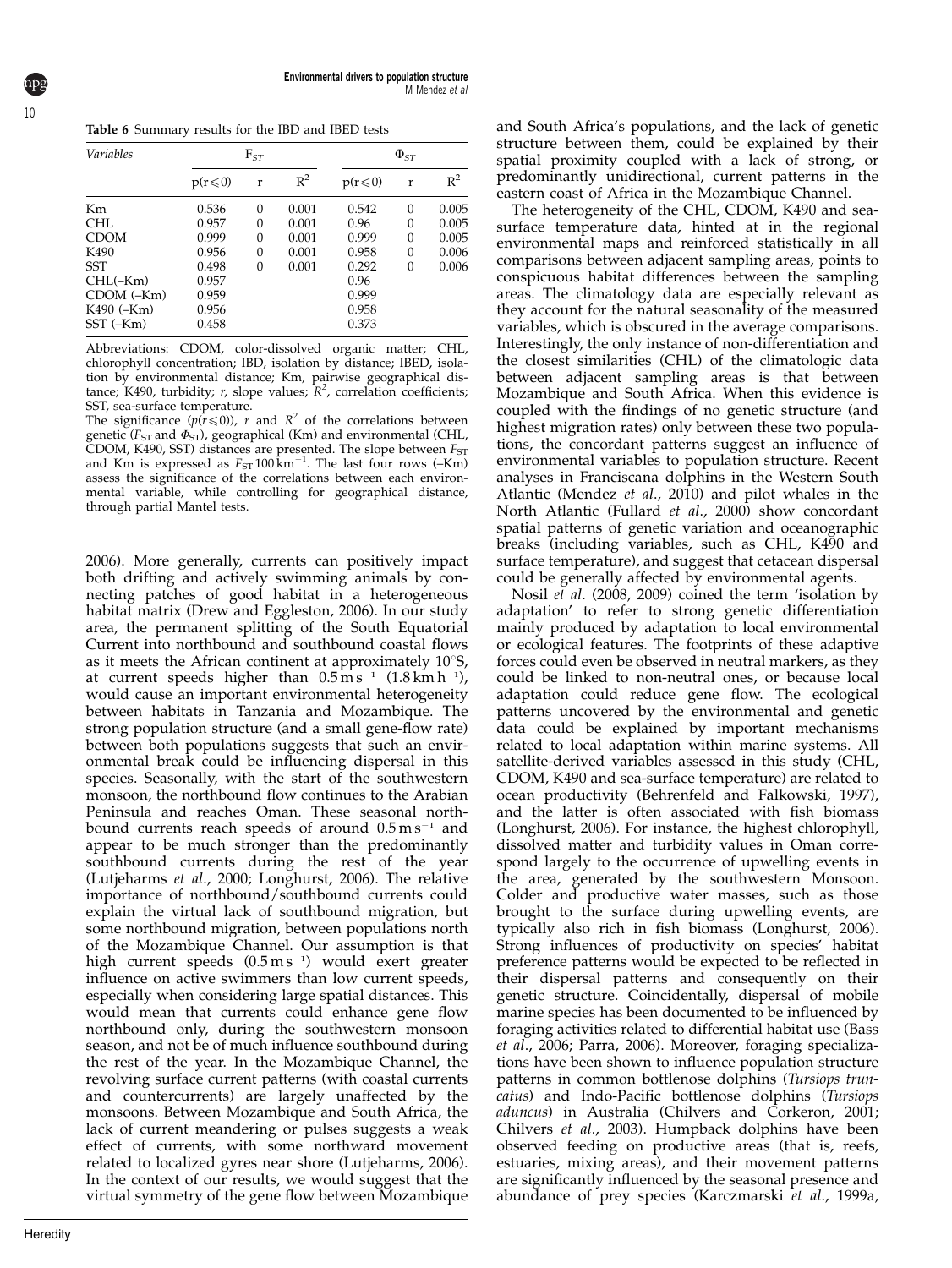**Table 6** Summary results for the IBD and IBED tests

| *Variables* | $F_{ST}$ | | | $\Phi_{ST}$ | | |
|---|---|---|---|---|---|---|
| | $p(r \leqslant 0)$ | r | $R^2$ | $p(r \leqslant 0)$ | r | $R^2$ |
| Km | 0.536 | 0 | 0.001 | 0.542 | 0 | 0.005 |
| CHL | 0.957 | 0 | 0.001 | 0.96 | 0 | 0.005 |
| CDOM | 0.999 | 0 | 0.001 | 0.999 | 0 | 0.005 |
| K490 | 0.956 | 0 | 0.001 | 0.958 | 0 | 0.006 |
| SST | 0.498 | 0 | 0.001 | 0.292 | 0 | 0.006 |
| CHL(–Km) | 0.957 | | | 0.96 | | |
| CDOM (–Km) | 0.959 | | | 0.999 | | |
| K490 (–Km) | 0.956 | | | 0.958 | | |
| SST (–Km) | 0.458 | | | 0.373 | | |

Abbreviations: CDOM, color-dissolved organic matter; CHL, chlorophyll concentration; IBD, isolation by distance; IBED, isolation by environmental distance; Km, pairwise geographical distance; K490, turbidity; *r*, slope values; $R^2$, correlation coefficients; SST, sea-surface temperature.

The significance ($p(r \leqslant 0)$), *r* and $R^2$ of the correlations between genetic ($F_{ST}$ and $\Phi_{ST}$), geographical (Km) and environmental (CHL, CDOM, K490, SST) distances are presented. The slope between $F_{ST}$ and Km is expressed as $F_{ST}\,100\,km^{-1}$. The last four rows (–Km) assess the significance of the correlations between each environmental variable, while controlling for geographical distance, through partial Mantel tests.

2006). More generally, currents can positively impact both drifting and actively swimming animals by connecting patches of good habitat in a heterogeneous habitat matrix (Drew and Eggleston, 2006). In our study area, the permanent splitting of the South Equatorial Current into northbound and southbound coastal flows as it meets the African continent at approximately 10°S, at current speeds higher than $0.5\,m\,s^{-1}$ ($1.8\,km\,h^{-1}$), would cause an important environmental heterogeneity between habitats in Tanzania and Mozambique. The strong population structure (and a small gene-flow rate) between both populations suggests that such an environmental break could be influencing dispersal in this species. Seasonally, with the start of the southwestern monsoon, the northbound flow continues to the Arabian Peninsula and reaches Oman. These seasonal northbound currents reach speeds of around $0.5\,m\,s^{-1}$ and appear to be much stronger than the predominantly southbound currents during the rest of the year (Lutjeharms *et al*., 2000; Longhurst, 2006). The relative importance of northbound/southbound currents could explain the virtual lack of southbound migration, but some northbound migration, between populations north of the Mozambique Channel. Our assumption is that high current speeds ($0.5\,m\,s^{-1}$) would exert greater influence on active swimmers than low current speeds, especially when considering large spatial distances. This would mean that currents could enhance gene flow northbound only, during the southwestern monsoon season, and not be of much influence southbound during the rest of the year. In the Mozambique Channel, the revolving surface current patterns (with coastal currents and countercurrents) are largely unaffected by the monsoons. Between Mozambique and South Africa, the lack of current meandering or pulses suggests a weak effect of currents, with some northward movement related to localized gyres near shore (Lutjeharms, 2006). In the context of our results, we would suggest that the virtual symmetry of the gene flow between Mozambique and South Africa's populations, and the lack of genetic structure between them, could be explained by their spatial proximity coupled with a lack of strong, or predominantly unidirectional, current patterns in the eastern coast of Africa in the Mozambique Channel.

The heterogeneity of the CHL, CDOM, K490 and sea-surface temperature data, hinted at in the regional environmental maps and reinforced statistically in all comparisons between adjacent sampling areas, points to conspicuous habitat differences between the sampling areas. The climatology data are especially relevant as they account for the natural seasonality of the measured variables, which is obscured in the average comparisons. Interestingly, the only instance of non-differentiation and the closest similarities (CHL) of the climatologic data between adjacent sampling areas is that between Mozambique and South Africa. When this evidence is coupled with the findings of no genetic structure (and highest migration rates) only between these two populations, the concordant patterns suggest an influence of environmental variables to population structure. Recent analyses in Franciscana dolphins in the Western South Atlantic (Mendez *et al*., 2010) and pilot whales in the North Atlantic (Fullard *et al*., 2000) show concordant spatial patterns of genetic variation and oceanographic breaks (including variables, such as CHL, K490 and surface temperature), and suggest that cetacean dispersal could be generally affected by environmental agents.

Nosil *et al*. (2008, 2009) coined the term 'isolation by adaptation' to refer to strong genetic differentiation mainly produced by adaptation to local environmental or ecological features. The footprints of these adaptive forces could even be observed in neutral markers, as they could be linked to non-neutral ones, or because local adaptation could reduce gene flow. The ecological patterns uncovered by the environmental and genetic data could be explained by important mechanisms related to local adaptation within marine systems. All satellite-derived variables assessed in this study (CHL, CDOM, K490 and sea-surface temperature) are related to ocean productivity (Behrenfeld and Falkowski, 1997), and the latter is often associated with fish biomass (Longhurst, 2006). For instance, the highest chlorophyll, dissolved matter and turbidity values in Oman correspond largely to the occurrence of upwelling events in the area, generated by the southwestern Monsoon. Colder and productive water masses, such as those brought to the surface during upwelling events, are typically also rich in fish biomass (Longhurst, 2006). Strong influences of productivity on species' habitat preference patterns would be expected to be reflected in their dispersal patterns and consequently on their genetic structure. Coincidentally, dispersal of mobile marine species has been documented to be influenced by foraging activities related to differential habitat use (Bass *et al*., 2006; Parra, 2006). Moreover, foraging specializations have been shown to influence population structure patterns in common bottlenose dolphins (*Tursiops truncatus*) and Indo-Pacific bottlenose dolphins (*Tursiops aduncus*) in Australia (Chilvers and Corkeron, 2001; Chilvers *et al*., 2003). Humpback dolphins have been observed feeding on productive areas (that is, reefs, estuaries, mixing areas), and their movement patterns are significantly influenced by the seasonal presence and abundance of prey species (Karczmarski *et al*., 1999a,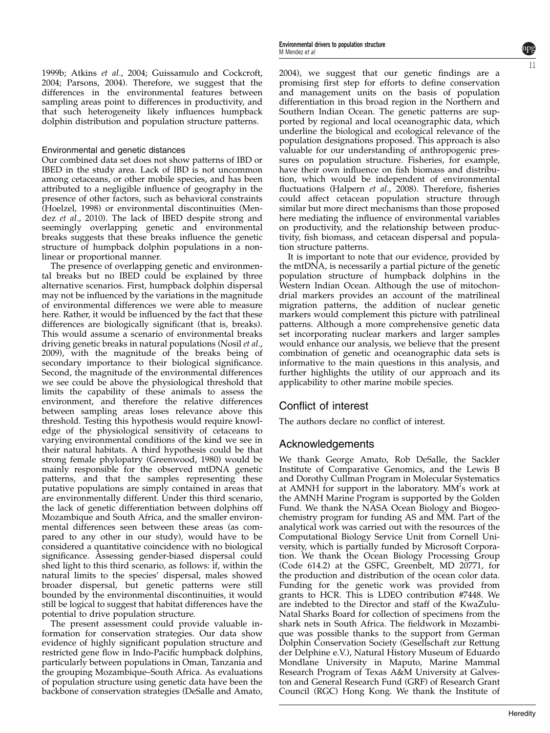1999b; Atkins *et al*., 2004; Guissamulo and Cockcroft, 2004; Parsons, 2004). Therefore, we suggest that the differences in the environmental features between sampling areas point to differences in productivity, and that such heterogeneity likely influences humpback dolphin distribution and population structure patterns.

### Environmental and genetic distances

Our combined data set does not show patterns of IBD or IBED in the study area. Lack of IBD is not uncommon among cetaceans, or other mobile species, and has been attributed to a negligible influence of geography in the presence of other factors, such as behavioral constraints (Hoelzel, 1998) or environmental discontinuities (Mendez *et al*., 2010). The lack of IBED despite strong and seemingly overlapping genetic and environmental breaks suggests that these breaks influence the genetic structure of humpback dolphin populations in a non-linear or proportional manner.

The presence of overlapping genetic and environmental breaks but no IBED could be explained by three alternative scenarios. First, humpback dolphin dispersal may not be influenced by the variations in the magnitude of environmental differences we were able to measure here. Rather, it would be influenced by the fact that these differences are biologically significant (that is, breaks). This would assume a scenario of environmental breaks driving genetic breaks in natural populations (Nosil *et al*., 2009), with the magnitude of the breaks being of secondary importance to their biological significance. Second, the magnitude of the environmental differences we see could be above the physiological threshold that limits the capability of these animals to assess the environment, and therefore the relative differences between sampling areas loses relevance above this threshold. Testing this hypothesis would require knowledge of the physiological sensitivity of cetaceans to varying environmental conditions of the kind we see in their natural habitats. A third hypothesis could be that strong female phylopatry (Greenwood, 1980) would be mainly responsible for the observed mtDNA genetic patterns, and that the samples representing these putative populations are simply contained in areas that are environmentally different. Under this third scenario, the lack of genetic differentiation between dolphins off Mozambique and South Africa, and the smaller environmental differences seen between these areas (as compared to any other in our study), would have to be considered a quantitative coincidence with no biological significance. Assessing gender-biased dispersal could shed light to this third scenario, as follows: if, within the natural limits to the species' dispersal, males showed broader dispersal, but genetic patterns were still bounded by the environmental discontinuities, it would still be logical to suggest that habitat differences have the potential to drive population structure.

The present assessment could provide valuable information for conservation strategies. Our data show evidence of highly significant population structure and restricted gene flow in Indo-Pacific humpback dolphins, particularly between populations in Oman, Tanzania and the grouping Mozambique–South Africa. As evaluations of population structure using genetic data have been the backbone of conservation strategies (DeSalle and Amato, 2004), we suggest that our genetic findings are a promising first step for efforts to define conservation and management units on the basis of population differentiation in this broad region in the Northern and Southern Indian Ocean. The genetic patterns are supported by regional and local oceanographic data, which underline the biological and ecological relevance of the population designations proposed. This approach is also valuable for our understanding of anthropogenic pressures on population structure. Fisheries, for example, have their own influence on fish biomass and distribution, which would be independent of environmental fluctuations (Halpern *et al*., 2008). Therefore, fisheries could affect cetacean population structure through similar but more direct mechanisms than those proposed here mediating the influence of environmental variables on productivity, and the relationship between productivity, fish biomass, and cetacean dispersal and population structure patterns.

It is important to note that our evidence, provided by the mtDNA, is necessarily a partial picture of the genetic population structure of humpback dolphins in the Western Indian Ocean. Although the use of mitochondrial markers provides an account of the matrilineal migration patterns, the addition of nuclear genetic markers would complement this picture with patrilineal patterns. Although a more comprehensive genetic data set incorporating nuclear markers and larger samples would enhance our analysis, we believe that the present combination of genetic and oceanographic data sets is informative to the main questions in this analysis, and further highlights the utility of our approach and its applicability to other marine mobile species.

## Conflict of interest

The authors declare no conflict of interest.

## Acknowledgements

We thank George Amato, Rob DeSalle, the Sackler Institute of Comparative Genomics, and the Lewis B and Dorothy Cullman Program in Molecular Systematics at AMNH for support in the laboratory. MM's work at the AMNH Marine Program is supported by the Golden Fund. We thank the NASA Ocean Biology and Biogeochemistry program for funding AS and MM. Part of the analytical work was carried out with the resources of the Computational Biology Service Unit from Cornell University, which is partially funded by Microsoft Corporation. We thank the Ocean Biology Processing Group (Code 614.2) at the GSFC, Greenbelt, MD 20771, for the production and distribution of the ocean color data. Funding for the genetic work was provided from grants to HCR. This is LDEO contribution #7448. We are indebted to the Director and staff of the KwaZulu-Natal Sharks Board for collection of specimens from the shark nets in South Africa. The fieldwork in Mozambique was possible thanks to the support from German Dolphin Conservation Society (Gesellschaft zur Rettung der Delphine e.V.), Natural History Museum of Eduardo Mondlane University in Maputo, Marine Mammal Research Program of Texas A&M University at Galveston and General Research Fund (GRF) of Research Grant Council (RGC) Hong Kong. We thank the Institute of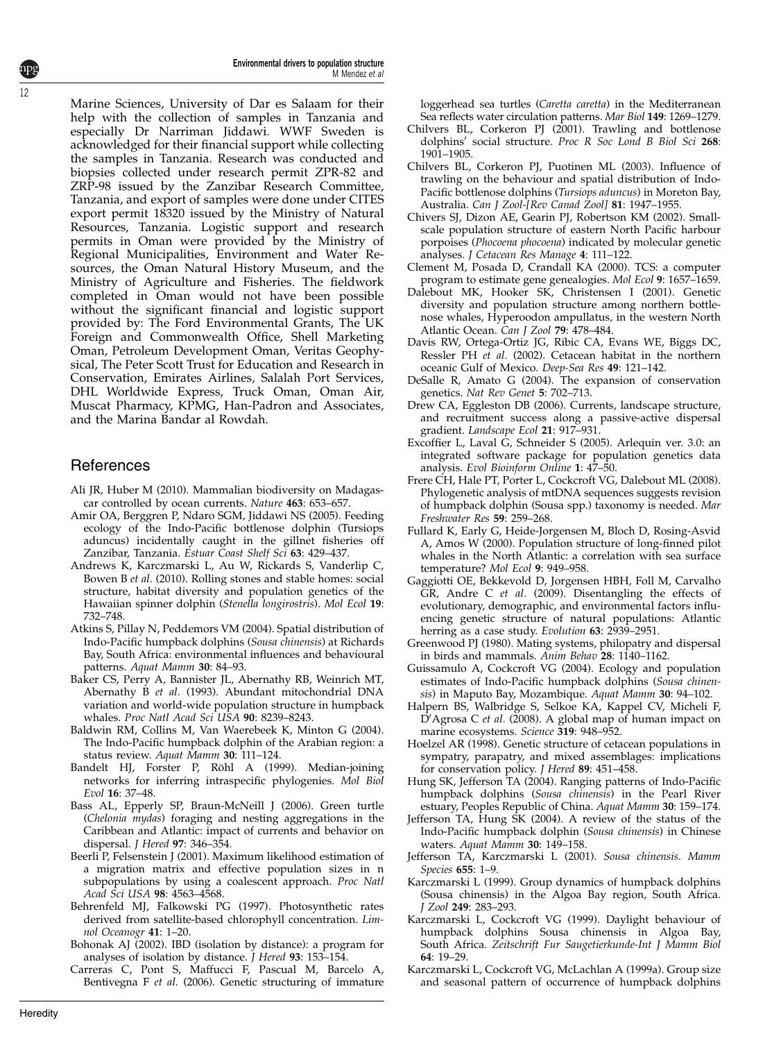Marine Sciences, University of Dar es Salaam for their help with the collection of samples in Tanzania and especially Dr Narriman Jiddawi. WWF Sweden is acknowledged for their financial support while collecting the samples in Tanzania. Research was conducted and biopsies collected under research permit ZPR-82 and ZRP-98 issued by the Zanzibar Research Committee, Tanzania, and export of samples were done under CITES export permit 18320 issued by the Ministry of Natural Resources, Tanzania. Logistic support and research permits in Oman were provided by the Ministry of Regional Municipalities, Environment and Water Resources, the Oman Natural History Museum, and the Ministry of Agriculture and Fisheries. The fieldwork completed in Oman would not have been possible without the significant financial and logistic support provided by: The Ford Environmental Grants, The UK Foreign and Commonwealth Office, Shell Marketing Oman, Petroleum Development Oman, Veritas Geophysical, The Peter Scott Trust for Education and Research in Conservation, Emirates Airlines, Salalah Port Services, DHL Worldwide Express, Truck Oman, Oman Air, Muscat Pharmacy, KPMG, Han-Padron and Associates, and the Marina Bandar al Rowdah.

## References

Ali JR, Huber M (2010). Mammalian biodiversity on Madagascar controlled by ocean currents. *Nature* **463**: 653–657.

Amir OA, Berggren P, Ndaro SGM, Jiddawi NS (2005). Feeding ecology of the Indo-Pacific bottlenose dolphin (Tursiops aduncus) incidentally caught in the gillnet fisheries off Zanzibar, Tanzania. *Estuar Coast Shelf Sci* **63**: 429–437.

Andrews K, Karczmarski L, Au W, Rickards S, Vanderlip C, Bowen B *et al.* (2010). Rolling stones and stable homes: social structure, habitat diversity and population genetics of the Hawaiian spinner dolphin (*Stenella longirostris*). *Mol Ecol* **19**: 732–748.

Atkins S, Pillay N, Peddemors VM (2004). Spatial distribution of Indo-Pacific humpback dolphins (*Sousa chinensis*) at Richards Bay, South Africa: environmental influences and behavioural patterns. *Aquat Mamm* **30**: 84–93.

Baker CS, Perry A, Bannister JL, Abernathy RB, Weinrich MT, Abernathy B *et al.* (1993). Abundant mitochondrial DNA variation and world-wide population structure in humpback whales. *Proc Natl Acad Sci USA* **90**: 8239–8243.

Baldwin RM, Collins M, Van Waerebeek K, Minton G (2004). The Indo-Pacific humpback dolphin of the Arabian region: a status review. *Aquat Mamm* **30**: 111–124.

Bandelt HJ, Forster P, Röhl A (1999). Median-joining networks for inferring intraspecific phylogenies. *Mol Biol Evol* **16**: 37–48.

Bass AL, Epperly SP, Braun-McNeill J (2006). Green turtle (*Chelonia mydas*) foraging and nesting aggregations in the Caribbean and Atlantic: impact of currents and behavior on dispersal. *J Hered* **97**: 346–354.

Beerli P, Felsenstein J (2001). Maximum likelihood estimation of a migration matrix and effective population sizes in n subpopulations by using a coalescent approach. *Proc Natl Acad Sci USA* **98**: 4563–4568.

Behrenfeld MJ, Falkowski PG (1997). Photosynthetic rates derived from satellite-based chlorophyll concentration. *Limnol Oceanogr* **41**: 1–20.

Bohonak AJ (2002). IBD (isolation by distance): a program for analyses of isolation by distance. *J Hered* **93**: 153–154.

Carreras C, Pont S, Maffucci F, Pascual M, Barcelo A, Bentivegna F *et al.* (2006). Genetic structuring of immature loggerhead sea turtles (*Caretta caretta*) in the Mediterranean Sea reflects water circulation patterns. *Mar Biol* **149**: 1269–1279.

Chilvers BL, Corkeron PJ (2001). Trawling and bottlenose dolphins' social structure. *Proc R Soc Lond B Biol Sci* **268**: 1901–1905.

Chilvers BL, Corkeron PJ, Puotinen ML (2003). Influence of trawling on the behaviour and spatial distribution of Indo-Pacific bottlenose dolphins (*Tursiops aduncus*) in Moreton Bay, Australia. *Can J Zool-[Rev Canad Zool]* **81**: 1947–1955.

Chivers SJ, Dizon AE, Gearin PJ, Robertson KM (2002). Small-scale population structure of eastern North Pacific harbour porpoises (*Phocoena phocoena*) indicated by molecular genetic analyses. *J Cetacean Res Manage* **4**: 111–122.

Clement M, Posada D, Crandall KA (2000). TCS: a computer program to estimate gene genealogies. *Mol Ecol* **9**: 1657–1659.

Dalebout MK, Hooker SK, Christensen I (2001). Genetic diversity and population structure among northern bottlenose whales, Hyperoodon ampullatus, in the western North Atlantic Ocean. *Can J Zool* **79**: 478–484.

Davis RW, Ortega-Ortiz JG, Ribic CA, Evans WE, Biggs DC, Ressler PH *et al.* (2002). Cetacean habitat in the northern oceanic Gulf of Mexico. *Deep-Sea Res* **49**: 121–142.

DeSalle R, Amato G (2004). The expansion of conservation genetics. *Nat Rev Genet* **5**: 702–713.

Drew CA, Eggleston DB (2006). Currents, landscape structure, and recruitment success along a passive-active dispersal gradient. *Landscape Ecol* **21**: 917–931.

Excoffier L, Laval G, Schneider S (2005). Arlequin ver. 3.0: an integrated software package for population genetics data analysis. *Evol Bioinform Online* **1**: 47–50.

Frere CH, Hale PT, Porter L, Cockcroft VG, Dalebout ML (2008). Phylogenetic analysis of mtDNA sequences suggests revision of humpback dolphin (Sousa spp.) taxonomy is needed. *Mar Freshwater Res* **59**: 259–268.

Fullard K, Early G, Heide-Jorgensen M, Bloch D, Rosing-Asvid A, Amos W (2000). Population structure of long-finned pilot whales in the North Atlantic: a correlation with sea surface temperature? *Mol Ecol* **9**: 949–958.

Gaggiotti OE, Bekkevold D, Jorgensen HBH, Foll M, Carvalho GR, Andre C *et al.* (2009). Disentangling the effects of evolutionary, demographic, and environmental factors influencing genetic structure of natural populations: Atlantic herring as a case study. *Evolution* **63**: 2939–2951.

Greenwood PJ (1980). Mating systems, philopatry and dispersal in birds and mammals. *Anim Behav* **28**: 1140–1162.

Guissamulo A, Cockcroft VG (2004). Ecology and population estimates of Indo-Pacific humpback dolphins (*Sousa chinensis*) in Maputo Bay, Mozambique. *Aquat Mamm* **30**: 94–102.

Halpern BS, Walbridge S, Selkoe KA, Kappel CV, Micheli F, D'Agrosa C *et al.* (2008). A global map of human impact on marine ecosystems. *Science* **319**: 948–952.

Hoelzel AR (1998). Genetic structure of cetacean populations in sympatry, parapatry, and mixed assemblages: implications for conservation policy. *J Hered* **89**: 451–458.

Hung SK, Jefferson TA (2004). Ranging patterns of Indo-Pacific humpback dolphins (*Sousa chinensis*) in the Pearl River estuary, Peoples Republic of China. *Aquat Mamm* **30**: 159–174.

Jefferson TA, Hung SK (2004). A review of the status of the Indo-Pacific humpback dolphin (*Sousa chinensis*) in Chinese waters. *Aquat Mamm* **30**: 149–158.

Jefferson TA, Karczmarski L (2001). *Sousa chinensis*. *Mamm Species* **655**: 1–9.

Karczmarski L (1999). Group dynamics of humpback dolphins (Sousa chinensis) in the Algoa Bay region, South Africa. *J Zool* **249**: 283–293.

Karczmarski L, Cockcroft VG (1999). Daylight behaviour of humpback dolphins Sousa chinensis in Algoa Bay, South Africa. *Zeitschrift Fur Saugetierkunde-Int J Mamm Biol* **64**: 19–29.

Karczmarski L, Cockcroft VG, McLachlan A (1999a). Group size and seasonal pattern of occurrence of humpback dolphins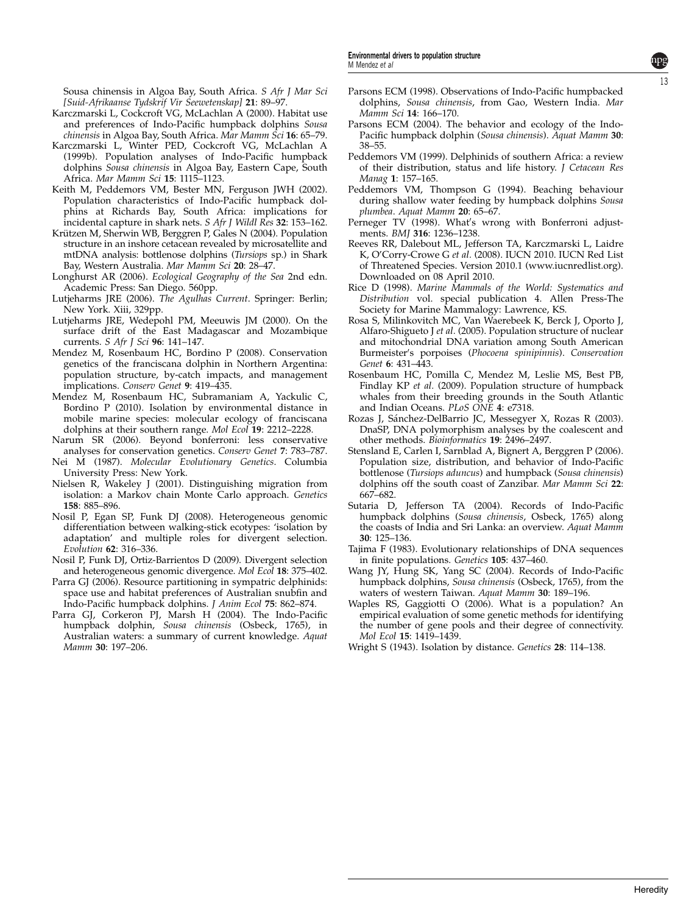Sousa chinensis in Algoa Bay, South Africa. *S Afr J Mar Sci [Suid-Afrikaanse Tydskrif Vir Seewetenskap]* **21**: 89–97.

Karczmarski L, Cockcroft VG, McLachlan A (2000). Habitat use and preferences of Indo-Pacific humpback dolphins *Sousa chinensis* in Algoa Bay, South Africa. *Mar Mamm Sci* **16**: 65–79.

Karczmarski L, Winter PED, Cockcroft VG, McLachlan A (1999b). Population analyses of Indo-Pacific humpback dolphins *Sousa chinensis* in Algoa Bay, Eastern Cape, South Africa. *Mar Mamm Sci* **15**: 1115–1123.

Keith M, Peddemors VM, Bester MN, Ferguson JWH (2002). Population characteristics of Indo-Pacific humpback dolphins at Richards Bay, South Africa: implications for incidental capture in shark nets. *S Afr J Wildl Res* **32**: 153–162.

Krützen M, Sherwin WB, Berggren P, Gales N (2004). Population structure in an inshore cetacean revealed by microsatellite and mtDNA analysis: bottlenose dolphins (*Tursiops* sp.) in Shark Bay, Western Australia. *Mar Mamm Sci* **20**: 28–47.

Longhurst AR (2006). *Ecological Geography of the Sea* 2nd edn. Academic Press: San Diego. 560pp.

Lutjeharms JRE (2006). *The Agulhas Current*. Springer: Berlin; New York. Xiii, 329pp.

Lutjeharms JRE, Wedepohl PM, Meeuwis JM (2000). On the surface drift of the East Madagascar and Mozambique currents. *S Afr J Sci* **96**: 141–147.

Mendez M, Rosenbaum HC, Bordino P (2008). Conservation genetics of the franciscana dolphin in Northern Argentina: population structure, by-catch impacts, and management implications. *Conserv Genet* **9**: 419–435.

Mendez M, Rosenbaum HC, Subramaniam A, Yackulic C, Bordino P (2010). Isolation by environmental distance in mobile marine species: molecular ecology of franciscana dolphins at their southern range. *Mol Ecol* **19**: 2212–2228.

Narum SR (2006). Beyond bonferroni: less conservative analyses for conservation genetics. *Conserv Genet* **7**: 783–787.

Nei M (1987). *Molecular Evolutionary Genetics*. Columbia University Press: New York.

Nielsen R, Wakeley J (2001). Distinguishing migration from isolation: a Markov chain Monte Carlo approach. *Genetics* **158**: 885–896.

Nosil P, Egan SP, Funk DJ (2008). Heterogeneous genomic differentiation between walking-stick ecotypes: 'isolation by adaptation' and multiple roles for divergent selection. *Evolution* **62**: 316–336.

Nosil P, Funk DJ, Ortiz-Barrientos D (2009). Divergent selection and heterogeneous genomic divergence. *Mol Ecol* **18**: 375–402.

Parra GJ (2006). Resource partitioning in sympatric delphinids: space use and habitat preferences of Australian snubfin and Indo-Pacific humpback dolphins. *J Anim Ecol* **75**: 862–874.

Parra GJ, Corkeron PJ, Marsh H (2004). The Indo-Pacific humpback dolphin, *Sousa chinensis* (Osbeck, 1765), in Australian waters: a summary of current knowledge. *Aquat Mamm* **30**: 197–206.

Parsons ECM (1998). Observations of Indo-Pacific humpbacked dolphins, *Sousa chinensis*, from Gao, Western India. *Mar Mamm Sci* **14**: 166–170.

Parsons ECM (2004). The behavior and ecology of the Indo-Pacific humpback dolphin (*Sousa chinensis*). *Aquat Mamm* **30**: 38–55.

Peddemors VM (1999). Delphinids of southern Africa: a review of their distribution, status and life history. *J Cetacean Res Manag* **1**: 157–165.

Peddemors VM, Thompson G (1994). Beaching behaviour during shallow water feeding by humpback dolphins *Sousa plumbea*. *Aquat Mamm* **20**: 65–67.

Perneger TV (1998). What's wrong with Bonferroni adjustments. *BMJ* **316**: 1236–1238.

Reeves RR, Dalebout ML, Jefferson TA, Karczmarski L, Laidre K, O'Corry-Crowe G *et al*. (2008). IUCN 2010. IUCN Red List of Threatened Species. Version 2010.1 (www.iucnredlist.org). Downloaded on 08 April 2010.

Rice D (1998). *Marine Mammals of the World: Systematics and Distribution* vol. special publication 4. Allen Press-The Society for Marine Mammalogy: Lawrence, KS.

Rosa S, Milinkovitch MC, Van Waerebeek K, Berck J, Oporto J, Alfaro-Shigueto J *et al*. (2005). Population structure of nuclear and mitochondrial DNA variation among South American Burmeister's porpoises (*Phocoena spinipinnis*). *Conservation Genet* **6**: 431–443.

Rosenbaum HC, Pomilla C, Mendez M, Leslie MS, Best PB, Findlay KP *et al*. (2009). Population structure of humpback whales from their breeding grounds in the South Atlantic and Indian Oceans. *PLoS ONE* **4**: e7318.

Rozas J, Sánchez-DelBarrio JC, Messegyer X, Rozas R (2003). DnaSP, DNA polymorphism analyses by the coalescent and other methods. *Bioinformatics* **19**: 2496–2497.

Stensland E, Carlen I, Sarnblad A, Bignert A, Berggren P (2006). Population size, distribution, and behavior of Indo-Pacific bottlenose (*Tursiops aduncus*) and humpback (*Sousa chinensis*) dolphins off the south coast of Zanzibar. *Mar Mamm Sci* **22**: 667–682.

Sutaria D, Jefferson TA (2004). Records of Indo-Pacific humpback dolphins (*Sousa chinensis*, Osbeck, 1765) along the coasts of India and Sri Lanka: an overview. *Aquat Mamm* **30**: 125–136.

Tajima F (1983). Evolutionary relationships of DNA sequences in finite populations. *Genetics* **105**: 437–460.

Wang JY, Hung SK, Yang SC (2004). Records of Indo-Pacific humpback dolphins, *Sousa chinensis* (Osbeck, 1765), from the waters of western Taiwan. *Aquat Mamm* **30**: 189–196.

Waples RS, Gaggiotti O (2006). What is a population? An empirical evaluation of some genetic methods for identifying the number of gene pools and their degree of connectivity. *Mol Ecol* **15**: 1419–1439.

Wright S (1943). Isolation by distance. *Genetics* **28**: 114–138.